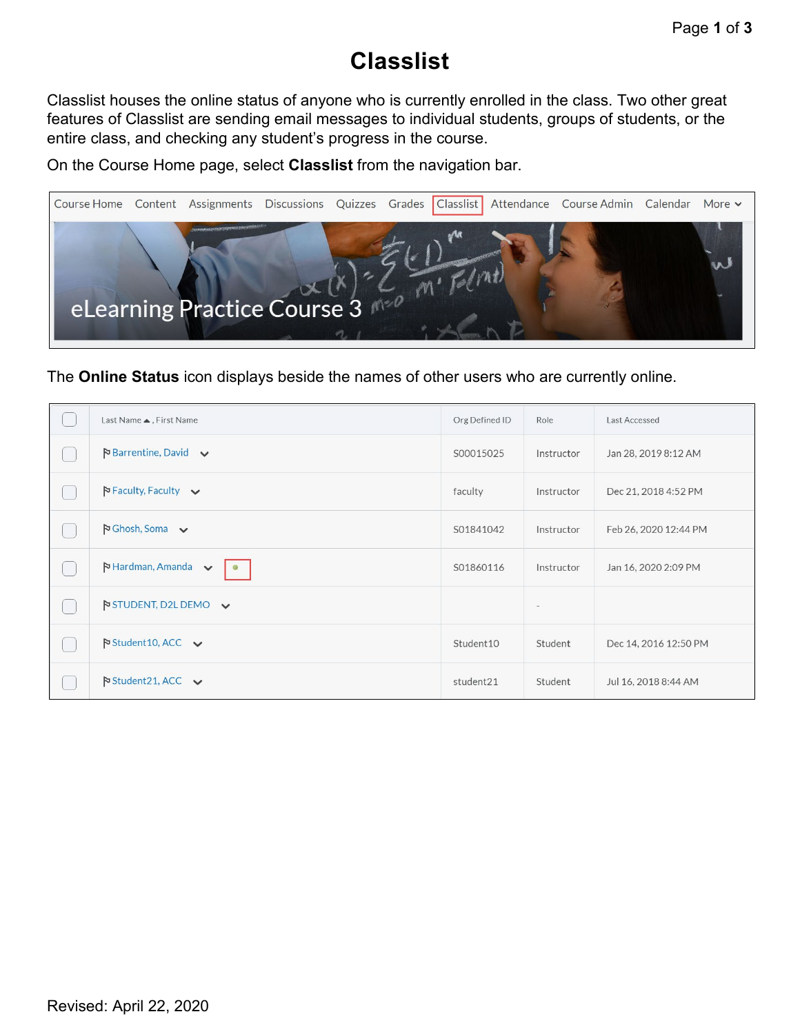# Classlist

Classlist houses the online status of anyone who is currently enrolled in the class. Two other great features of Classlist are sending email messages to individual students, groups of students, or the entire class, and checking any student's progress in the course.

On the Course Home page, select **Classlist** from the navigation bar.

Course Home | Content | Assignments | Discussions | Quizzes | Grades | Classlist | Attendance | Course Admin | Calendar | More

eLearning Practice Course 3

The **Online Status** icon displays beside the names of other users who are currently online.

| | Last Name ▲, First Name | Org Defined ID | Role | Last Accessed |
|---|---|---|---|---|
| | Barrentine, David | S00015025 | Instructor | Jan 28, 2019 8:12 AM |
| | Faculty, Faculty | faculty | Instructor | Dec 21, 2018 4:52 PM |
| | Ghosh, Soma | S01841042 | Instructor | Feb 26, 2020 12:44 PM |
| | Hardman, Amanda | S01860116 | Instructor | Jan 16, 2020 2:09 PM |
| | STUDENT, D2L DEMO | | - | |
| | Student10, ACC | Student10 | Student | Dec 14, 2016 12:50 PM |
| | Student21, ACC | student21 | Student | Jul 16, 2018 8:44 AM |

Revised: April 22, 2020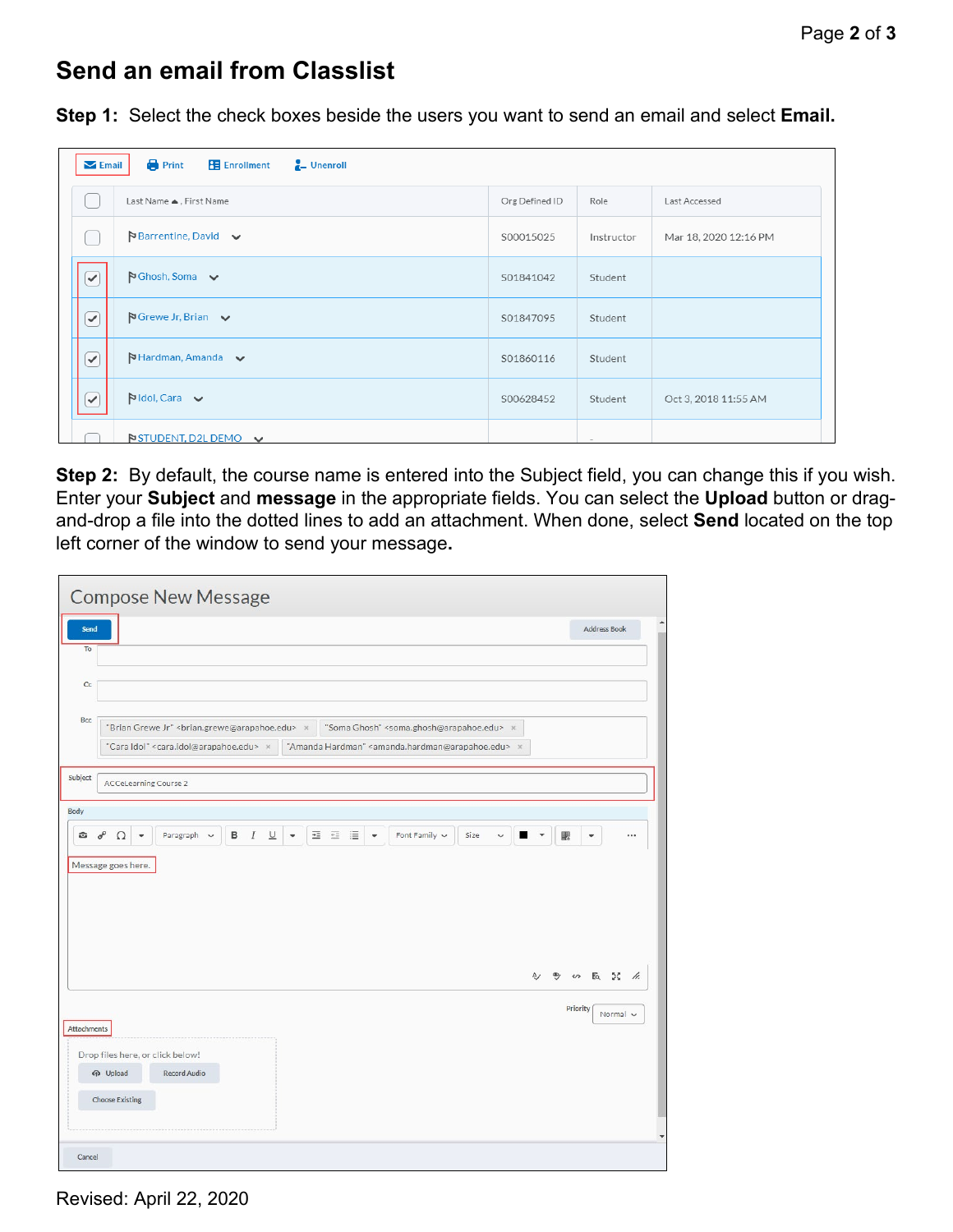# Send an email from Classlist

**Step 1:** Select the check boxes beside the users you want to send an email and select **Email.**

**Step 2:** By default, the course name is entered into the Subject field, you can change this if you wish. Enter your **Subject** and **message** in the appropriate fields. You can select the **Upload** button or drag-and-drop a file into the dotted lines to add an attachment. When done, select **Send** located on the top left corner of the window to send your message**.**

Revised: April 22, 2020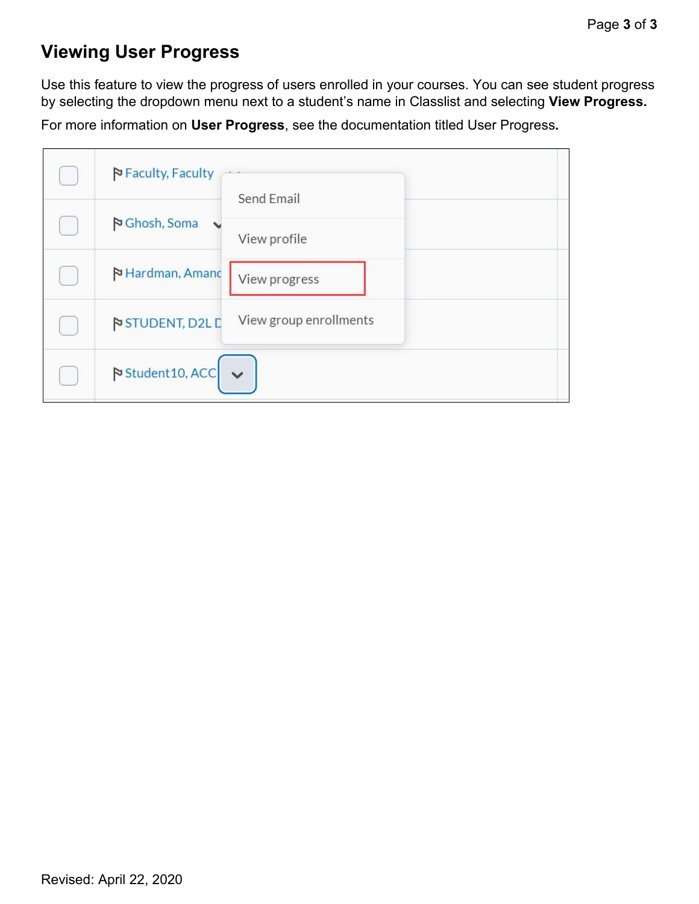# Viewing User Progress

Use this feature to view the progress of users enrolled in your courses. You can see student progress by selecting the dropdown menu next to a student's name in Classlist and selecting **View Progress.**

For more information on **User Progress**, see the documentation titled User Progress**.**

Revised: April 22, 2020